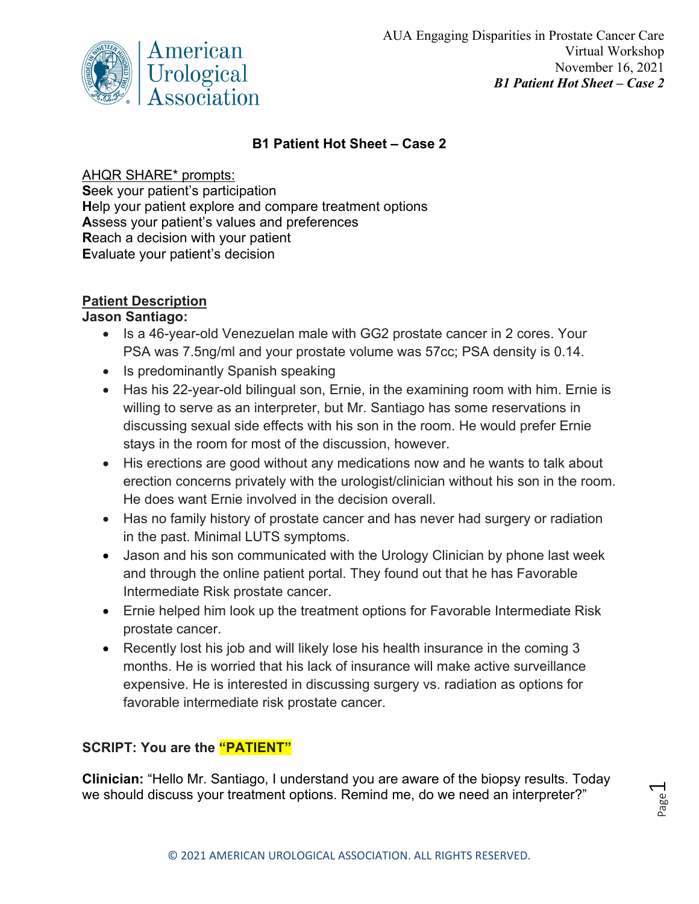# B1 Patient Hot Sheet – Case 2

<u>AHQR SHARE* prompts:</u>
**S**eek your patient's participation
**H**elp your patient explore and compare treatment options
**A**ssess your patient's values and preferences
**R**each a decision with your patient
**E**valuate your patient's decision

## Patient Description

**Jason Santiago:**

- Is a 46-year-old Venezuelan male with GG2 prostate cancer in 2 cores. Your PSA was 7.5ng/ml and your prostate volume was 57cc; PSA density is 0.14.
- Is predominantly Spanish speaking
- Has his 22-year-old bilingual son, Ernie, in the examining room with him. Ernie is willing to serve as an interpreter, but Mr. Santiago has some reservations in discussing sexual side effects with his son in the room. He would prefer Ernie stays in the room for most of the discussion, however.
- His erections are good without any medications now and he wants to talk about erection concerns privately with the urologist/clinician without his son in the room. He does want Ernie involved in the decision overall.
- Has no family history of prostate cancer and has never had surgery or radiation in the past. Minimal LUTS symptoms.
- Jason and his son communicated with the Urology Clinician by phone last week and through the online patient portal. They found out that he has Favorable Intermediate Risk prostate cancer.
- Ernie helped him look up the treatment options for Favorable Intermediate Risk prostate cancer.
- Recently lost his job and will likely lose his health insurance in the coming 3 months. He is worried that his lack of insurance will make active surveillance expensive. He is interested in discussing surgery vs. radiation as options for favorable intermediate risk prostate cancer.

**SCRIPT: You are the "PATIENT"**

**Clinician:** "Hello Mr. Santiago, I understand you are aware of the biopsy results. Today we should discuss your treatment options. Remind me, do we need an interpreter?"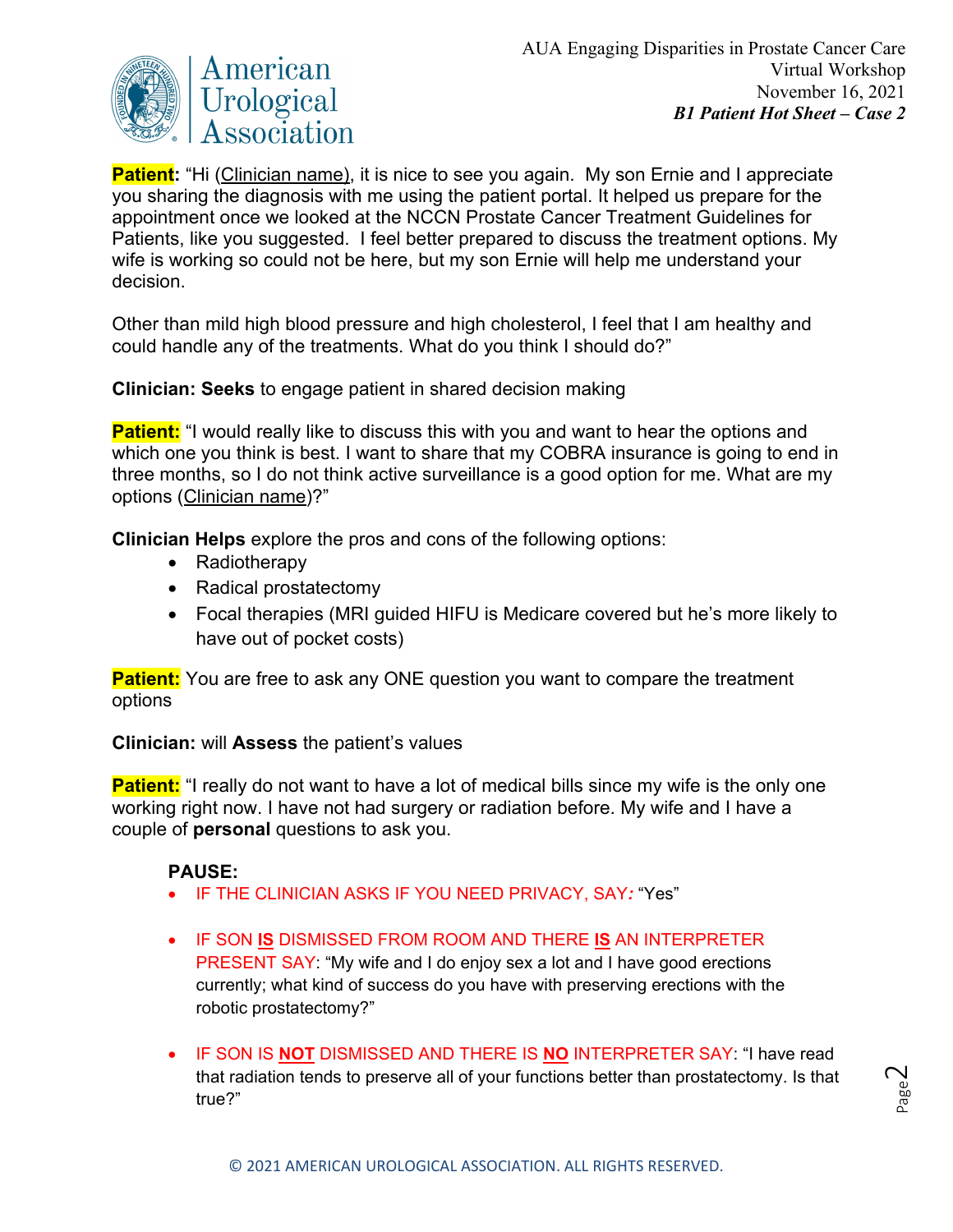**Patient:** "Hi (Clinician name), it is nice to see you again. My son Ernie and I appreciate you sharing the diagnosis with me using the patient portal. It helped us prepare for the appointment once we looked at the NCCN Prostate Cancer Treatment Guidelines for Patients, like you suggested. I feel better prepared to discuss the treatment options. My wife is working so could not be here, but my son Ernie will help me understand your decision.

Other than mild high blood pressure and high cholesterol, I feel that I am healthy and could handle any of the treatments. What do you think I should do?"

**Clinician: Seeks** to engage patient in shared decision making

**Patient:** "I would really like to discuss this with you and want to hear the options and which one you think is best. I want to share that my COBRA insurance is going to end in three months, so I do not think active surveillance is a good option for me. What are my options (Clinician name)?"

**Clinician Helps** explore the pros and cons of the following options:

- Radiotherapy
- Radical prostatectomy
- Focal therapies (MRI guided HIFU is Medicare covered but he's more likely to have out of pocket costs)

**Patient:** You are free to ask any ONE question you want to compare the treatment options

**Clinician:** will **Assess** the patient's values

**Patient:** "I really do not want to have a lot of medical bills since my wife is the only one working right now. I have not had surgery or radiation before. My wife and I have a couple of **personal** questions to ask you.

**PAUSE:**

- IF THE CLINICIAN ASKS IF YOU NEED PRIVACY, SAY*:* "Yes"
- IF SON **IS** DISMISSED FROM ROOM AND THERE **IS** AN INTERPRETER PRESENT SAY: "My wife and I do enjoy sex a lot and I have good erections currently; what kind of success do you have with preserving erections with the robotic prostatectomy?"
- IF SON IS **NOT** DISMISSED AND THERE IS **NO** INTERPRETER SAY: "I have read that radiation tends to preserve all of your functions better than prostatectomy. Is that true?"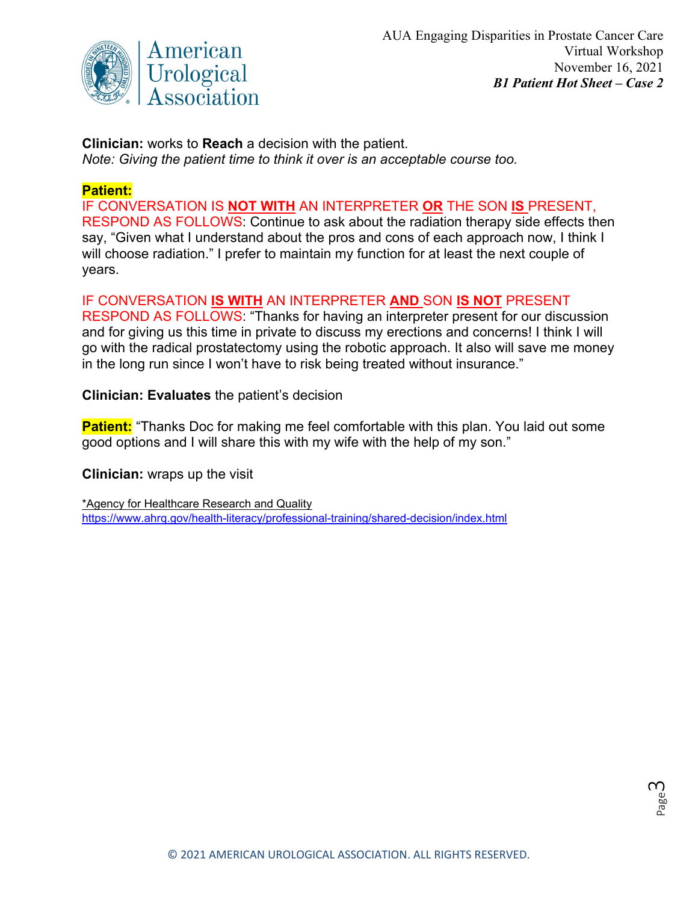**Clinician:** works to **Reach** a decision with the patient.
*Note: Giving the patient time to think it over is an acceptable course too.*

**Patient:**
IF CONVERSATION IS **NOT WITH** AN INTERPRETER **OR** THE SON **IS** PRESENT, RESPOND AS FOLLOWS: Continue to ask about the radiation therapy side effects then say, "Given what I understand about the pros and cons of each approach now, I think I will choose radiation." I prefer to maintain my function for at least the next couple of years.

IF CONVERSATION **IS WITH** AN INTERPRETER **AND** SON **IS NOT** PRESENT RESPOND AS FOLLOWS: "Thanks for having an interpreter present for our discussion and for giving us this time in private to discuss my erections and concerns! I think I will go with the radical prostatectomy using the robotic approach. It also will save me money in the long run since I won't have to risk being treated without insurance."

**Clinician: Evaluates** the patient's decision

**Patient:** "Thanks Doc for making me feel comfortable with this plan. You laid out some good options and I will share this with my wife with the help of my son."

**Clinician:** wraps up the visit

*Agency for Healthcare Research and Quality
https://www.ahrq.gov/health-literacy/professional-training/shared-decision/index.html

© 2021 AMERICAN UROLOGICAL ASSOCIATION. ALL RIGHTS RESERVED.